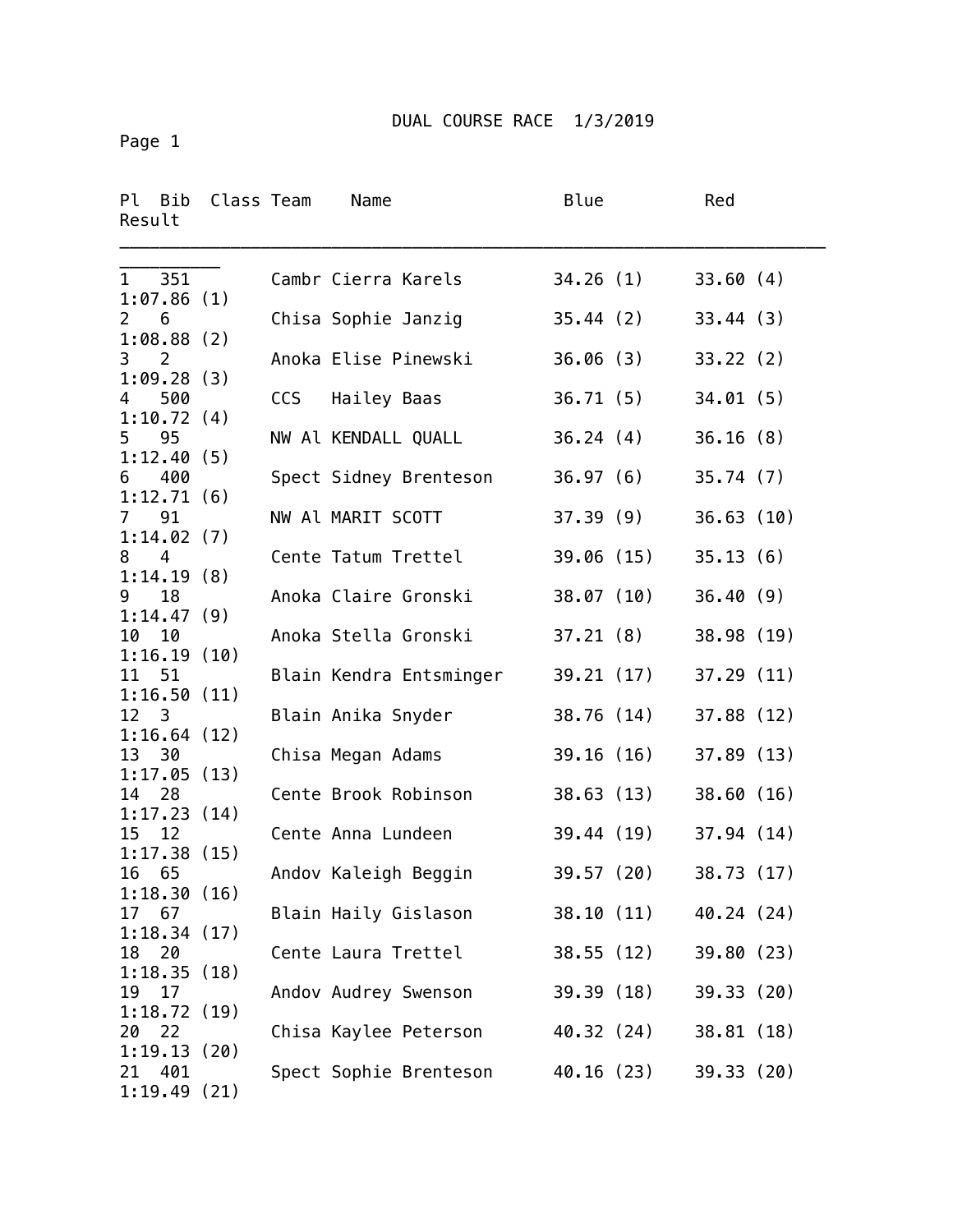# DUAL COURSE RACE 1/3/2019

| Pl | Bib | Class | Team | Name | Blue | Red | Result |
|---|---|---|---|---|---|---|---|
| 1 | 351 | | Cambr | Cierra Karels | 34.26 (1) | 33.60 (4) | 1:07.86 (1) |
| 2 | 6 | | Chisa | Sophie Janzig | 35.44 (2) | 33.44 (3) | 1:08.88 (2) |
| 3 | 2 | | Anoka | Elise Pinewski | 36.06 (3) | 33.22 (2) | 1:09.28 (3) |
| 4 | 500 | | CCS | Hailey Baas | 36.71 (5) | 34.01 (5) | 1:10.72 (4) |
| 5 | 95 | | NW Al | KENDALL QUALL | 36.24 (4) | 36.16 (8) | 1:12.40 (5) |
| 6 | 400 | | Spect | Sidney Brenteson | 36.97 (6) | 35.74 (7) | 1:12.71 (6) |
| 7 | 91 | | NW Al | MARIT SCOTT | 37.39 (9) | 36.63 (10) | 1:14.02 (7) |
| 8 | 4 | | Cente | Tatum Trettel | 39.06 (15) | 35.13 (6) | 1:14.19 (8) |
| 9 | 18 | | Anoka | Claire Gronski | 38.07 (10) | 36.40 (9) | 1:14.47 (9) |
| 10 | 10 | | Anoka | Stella Gronski | 37.21 (8) | 38.98 (19) | 1:16.19 (10) |
| 11 | 51 | | Blain | Kendra Entsminger | 39.21 (17) | 37.29 (11) | 1:16.50 (11) |
| 12 | 3 | | Blain | Anika Snyder | 38.76 (14) | 37.88 (12) | 1:16.64 (12) |
| 13 | 30 | | Chisa | Megan Adams | 39.16 (16) | 37.89 (13) | 1:17.05 (13) |
| 14 | 28 | | Cente | Brook Robinson | 38.63 (13) | 38.60 (16) | 1:17.23 (14) |
| 15 | 12 | | Cente | Anna Lundeen | 39.44 (19) | 37.94 (14) | 1:17.38 (15) |
| 16 | 65 | | Andov | Kaleigh Beggin | 39.57 (20) | 38.73 (17) | 1:18.30 (16) |
| 17 | 67 | | Blain | Haily Gislason | 38.10 (11) | 40.24 (24) | 1:18.34 (17) |
| 18 | 20 | | Cente | Laura Trettel | 38.55 (12) | 39.80 (23) | 1:18.35 (18) |
| 19 | 17 | | Andov | Audrey Swenson | 39.39 (18) | 39.33 (20) | 1:18.72 (19) |
| 20 | 22 | | Chisa | Kaylee Peterson | 40.32 (24) | 38.81 (18) | 1:19.13 (20) |
| 21 | 401 | | Spect | Sophie Brenteson | 40.16 (23) | 39.33 (20) | 1:19.49 (21) |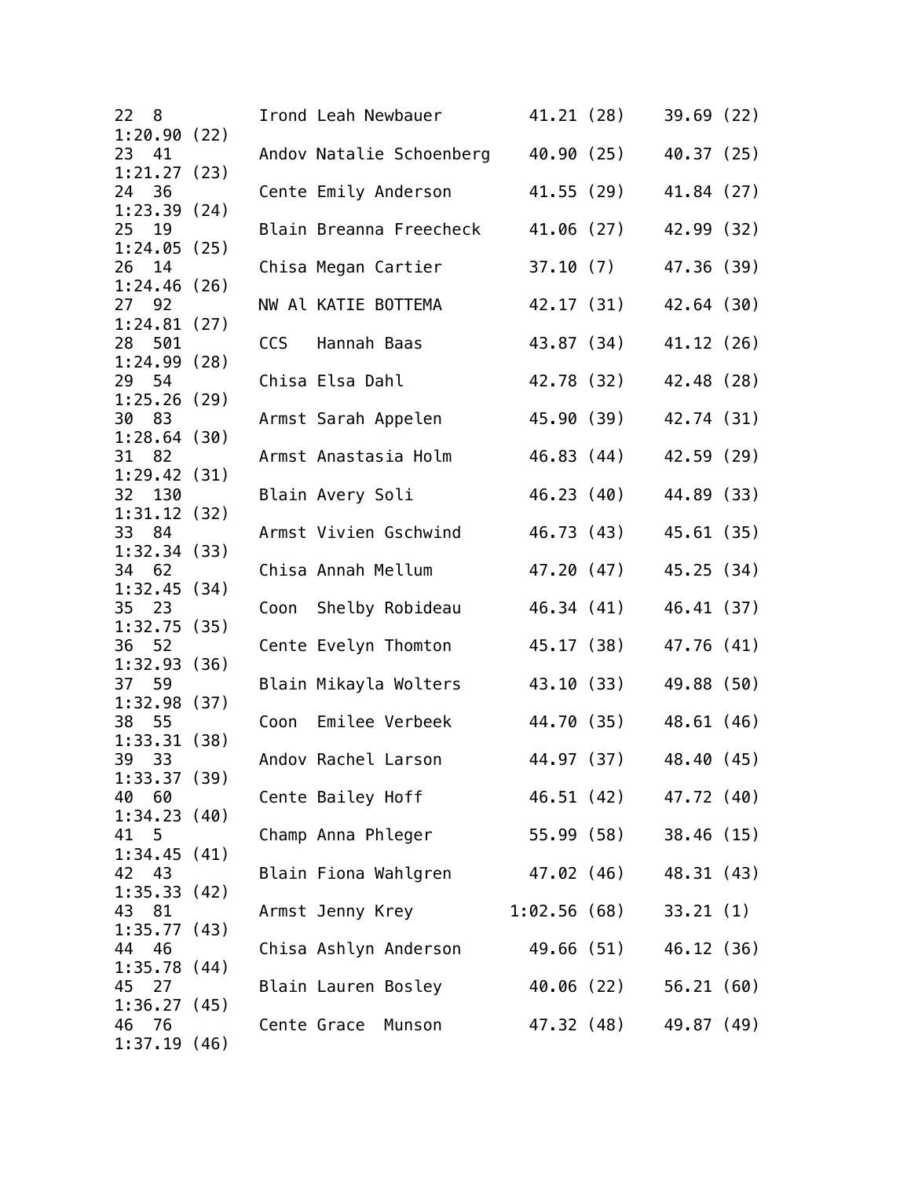```
22  8         Irond Leah Newbauer        41.21 (28)    39.69 (22)
1:20.90 (22)
23  41        Andov Natalie Schoenberg   40.90 (25)    40.37 (25)
1:21.27 (23)
24  36        Cente Emily Anderson       41.55 (29)    41.84 (27)
1:23.39 (24)
25  19        Blain Breanna Freecheck    41.06 (27)    42.99 (32)
1:24.05 (25)
26  14        Chisa Megan Cartier        37.10 (7)     47.36 (39)
1:24.46 (26)
27  92        NW Al KATIE BOTTEMA        42.17 (31)    42.64 (30)
1:24.81 (27)
28  501       CCS   Hannah Baas          43.87 (34)    41.12 (26)
1:24.99 (28)
29  54        Chisa Elsa Dahl            42.78 (32)    42.48 (28)
1:25.26 (29)
30  83        Armst Sarah Appelen        45.90 (39)    42.74 (31)
1:28.64 (30)
31  82        Armst Anastasia Holm       46.83 (44)    42.59 (29)
1:29.42 (31)
32  130       Blain Avery Soli           46.23 (40)    44.89 (33)
1:31.12 (32)
33  84        Armst Vivien Gschwind      46.73 (43)    45.61 (35)
1:32.34 (33)
34  62        Chisa Annah Mellum         47.20 (47)    45.25 (34)
1:32.45 (34)
35  23        Coon  Shelby Robideau      46.34 (41)    46.41 (37)
1:32.75 (35)
36  52        Cente Evelyn Thomton       45.17 (38)    47.76 (41)
1:32.93 (36)
37  59        Blain Mikayla Wolters      43.10 (33)    49.88 (50)
1:32.98 (37)
38  55        Coon  Emilee Verbeek       44.70 (35)    48.61 (46)
1:33.31 (38)
39  33        Andov Rachel Larson        44.97 (37)    48.40 (45)
1:33.37 (39)
40  60        Cente Bailey Hoff          46.51 (42)    47.72 (40)
1:34.23 (40)
41  5         Champ Anna Phleger         55.99 (58)    38.46 (15)
1:34.45 (41)
42  43        Blain Fiona Wahlgren       47.02 (46)    48.31 (43)
1:35.33 (42)
43  81        Armst Jenny Krey         1:02.56 (68)    33.21 (1)
1:35.77 (43)
44  46        Chisa Ashlyn Anderson      49.66 (51)    46.12 (36)
1:35.78 (44)
45  27        Blain Lauren Bosley        40.06 (22)    56.21 (60)
1:36.27 (45)
46  76        Cente Grace  Munson        47.32 (48)    49.87 (49)
1:37.19 (46)
```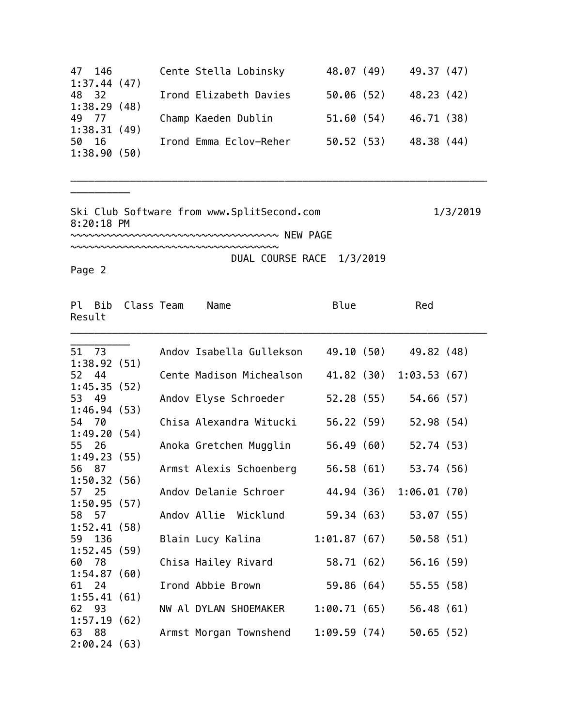| Pl | Bib | Class | Team | Name | Blue | Red | Result |
|---|---|---|---|---|---|---|---|
| 47 | 146 | | Cente | Stella Lobinsky | 48.07 (49) | 49.37 (47) | 1:37.44 (47) |
| 48 | 32 | | Irond | Elizabeth Davies | 50.06 (52) | 48.23 (42) | 1:38.29 (48) |
| 49 | 77 | | Champ | Kaeden Dublin | 51.60 (54) | 46.71 (38) | 1:38.31 (49) |
| 50 | 16 | | Irond | Emma Eclov-Reher | 50.52 (53) | 48.38 (44) | 1:38.90 (50) |

Ski Club Software from www.SplitSecond.com 1/3/2019 8:20:18 PM

~~~~~~~~~~~~~~~~~~~~~~~~~~~~~~~~~~~ NEW PAGE ~~~~~~~~~~~~~~~~~~~~~~~~~~~~~~~~~~~

DUAL COURSE RACE 1/3/2019

Page 2

| Pl | Bib | Class | Team | Name | Blue | Red | Result |
|---|---|---|---|---|---|---|---|
| 51 | 73 | | Andov | Isabella Gullekson | 49.10 (50) | 49.82 (48) | 1:38.92 (51) |
| 52 | 44 | | Cente | Madison Michealson | 41.82 (30) | 1:03.53 (67) | 1:45.35 (52) |
| 53 | 49 | | Andov | Elyse Schroeder | 52.28 (55) | 54.66 (57) | 1:46.94 (53) |
| 54 | 70 | | Chisa | Alexandra Witucki | 56.22 (59) | 52.98 (54) | 1:49.20 (54) |
| 55 | 26 | | Anoka | Gretchen Mugglin | 56.49 (60) | 52.74 (53) | 1:49.23 (55) |
| 56 | 87 | | Armst | Alexis Schoenberg | 56.58 (61) | 53.74 (56) | 1:50.32 (56) |
| 57 | 25 | | Andov | Delanie Schroer | 44.94 (36) | 1:06.01 (70) | 1:50.95 (57) |
| 58 | 57 | | Andov | Allie  Wicklund | 59.34 (63) | 53.07 (55) | 1:52.41 (58) |
| 59 | 136 | | Blain | Lucy Kalina | 1:01.87 (67) | 50.58 (51) | 1:52.45 (59) |
| 60 | 78 | | Chisa | Hailey Rivard | 58.71 (62) | 56.16 (59) | 1:54.87 (60) |
| 61 | 24 | | Irond | Abbie Brown | 59.86 (64) | 55.55 (58) | 1:55.41 (61) |
| 62 | 93 | | NW Al | DYLAN SHOEMAKER | 1:00.71 (65) | 56.48 (61) | 1:57.19 (62) |
| 63 | 88 | | Armst | Morgan Townshend | 1:09.59 (74) | 50.65 (52) | 2:00.24 (63) |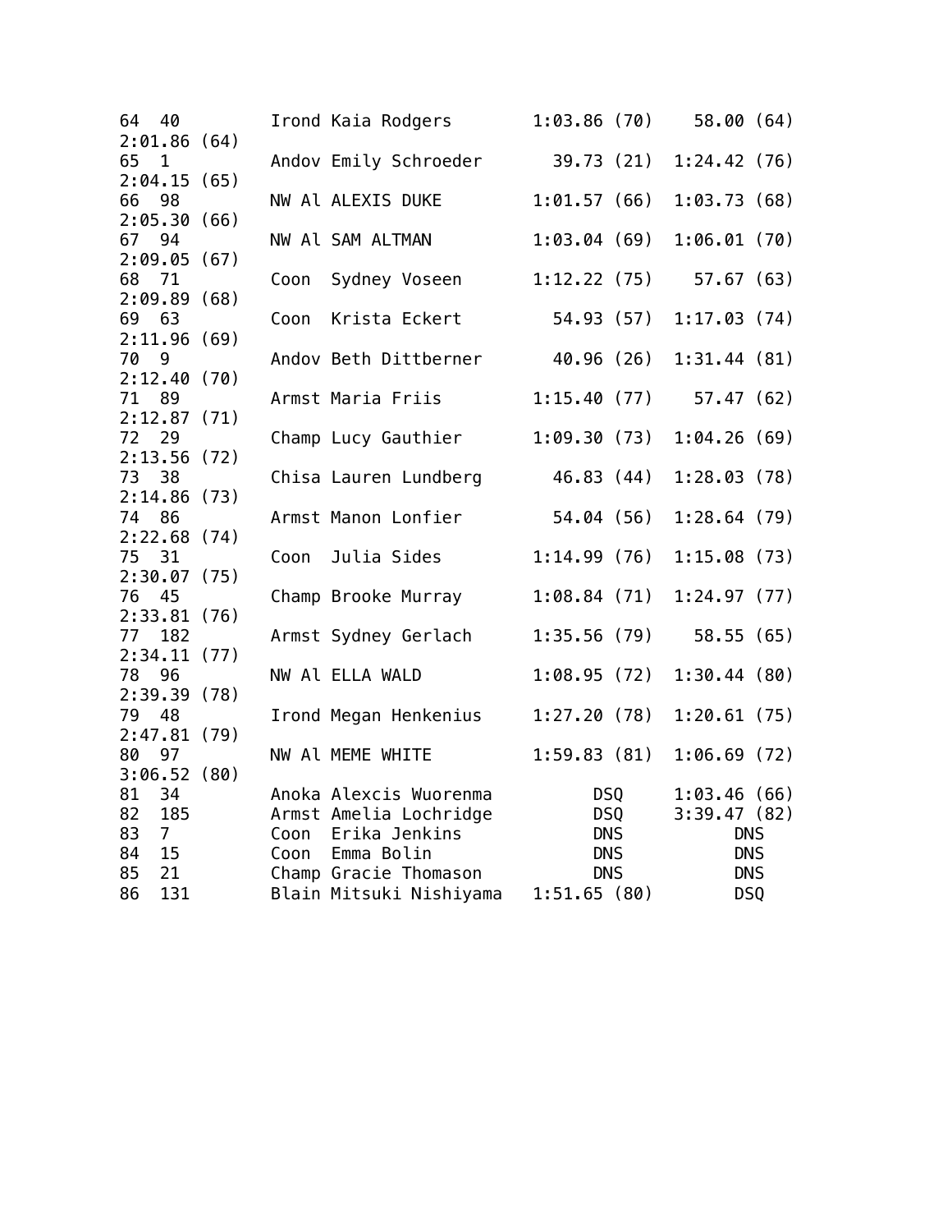```
64  40         Irond Kaia Rodgers       1:03.86 (70)    58.00 (64)
2:01.86 (64)
65  1          Andov Emily Schroeder      39.73 (21)  1:24.42 (76)
2:04.15 (65)
66  98         NW Al ALEXIS DUKE        1:01.57 (66)  1:03.73 (68)
2:05.30 (66)
67  94         NW Al SAM ALTMAN         1:03.04 (69)  1:06.01 (70)
2:09.05 (67)
68  71         Coon  Sydney Voseen      1:12.22 (75)    57.67 (63)
2:09.89 (68)
69  63         Coon  Krista Eckert        54.93 (57)  1:17.03 (74)
2:11.96 (69)
70  9          Andov Beth Dittberner      40.96 (26)  1:31.44 (81)
2:12.40 (70)
71  89         Armst Maria Friis        1:15.40 (77)    57.47 (62)
2:12.87 (71)
72  29         Champ Lucy Gauthier      1:09.30 (73)  1:04.26 (69)
2:13.56 (72)
73  38         Chisa Lauren Lundberg      46.83 (44)  1:28.03 (78)
2:14.86 (73)
74  86         Armst Manon Lonfier        54.04 (56)  1:28.64 (79)
2:22.68 (74)
75  31         Coon  Julia Sides        1:14.99 (76)  1:15.08 (73)
2:30.07 (75)
76  45         Champ Brooke Murray      1:08.84 (71)  1:24.97 (77)
2:33.81 (76)
77  182        Armst Sydney Gerlach     1:35.56 (79)    58.55 (65)
2:34.11 (77)
78  96         NW Al ELLA WALD          1:08.95 (72)  1:30.44 (80)
2:39.39 (78)
79  48         Irond Megan Henkenius    1:27.20 (78)  1:20.61 (75)
2:47.81 (79)
80  97         NW Al MEME WHITE         1:59.83 (81)  1:06.69 (72)
3:06.52 (80)
81  34         Anoka Alexcis Wuorenma         DSQ     1:03.46 (66)
82  185        Armst Amelia Lochridge         DSQ     3:39.47 (82)
83  7          Coon  Erika Jenkins            DNS           DNS
84  15         Coon  Emma Bolin               DNS           DNS
85  21         Champ Gracie Thomason          DNS           DNS
86  131        Blain Mitsuki Nishiyama  1:51.65 (80)        DSQ
```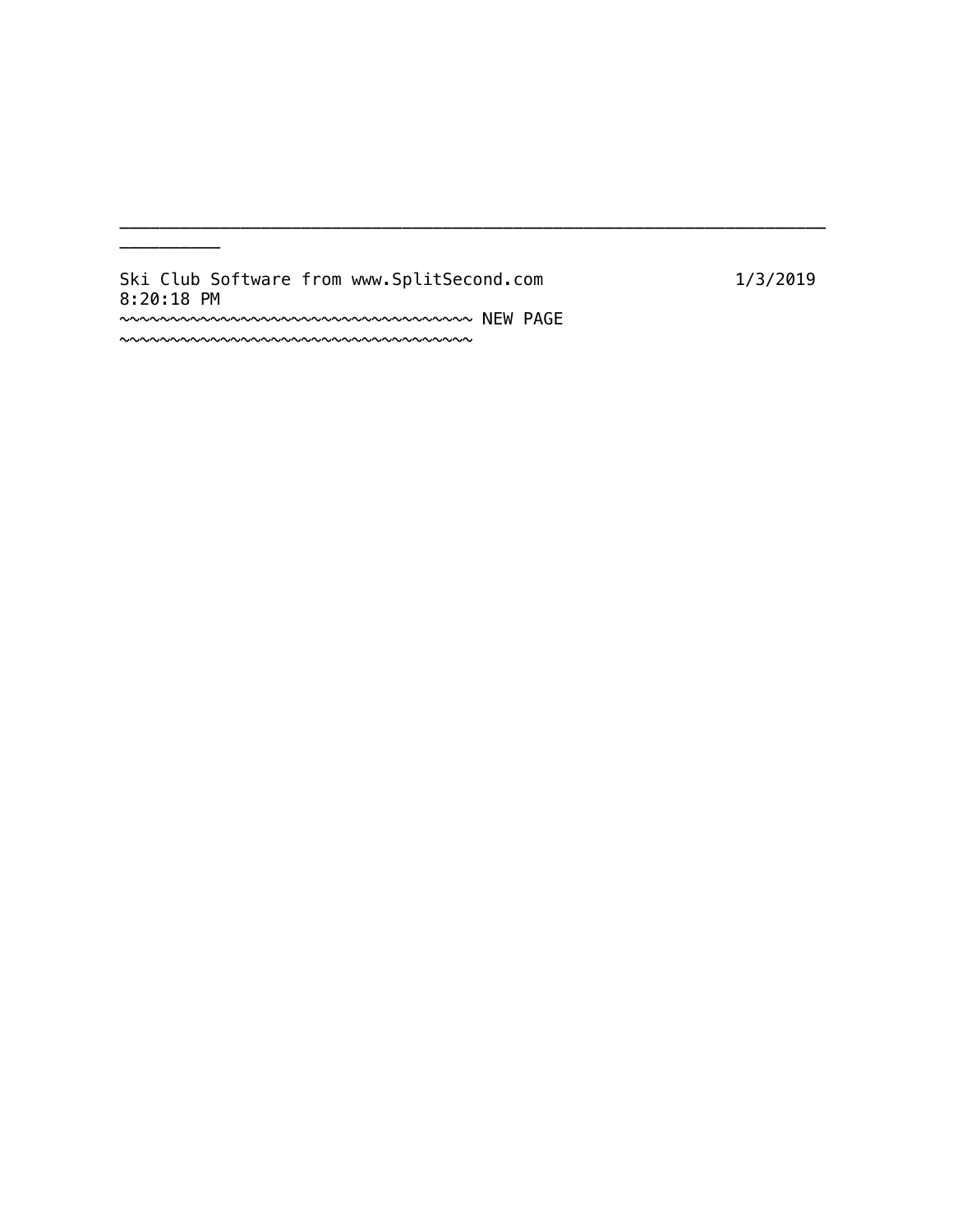_______________________________________________________________________

Ski Club Software from www.SplitSecond.com 1/3/2019 8:20:18 PM

~~~~~~~~~~~~~~~~~~~~~~~~~~~~~~~~~~~ NEW PAGE ~~~~~~~~~~~~~~~~~~~~~~~~~~~~~~~~~~~